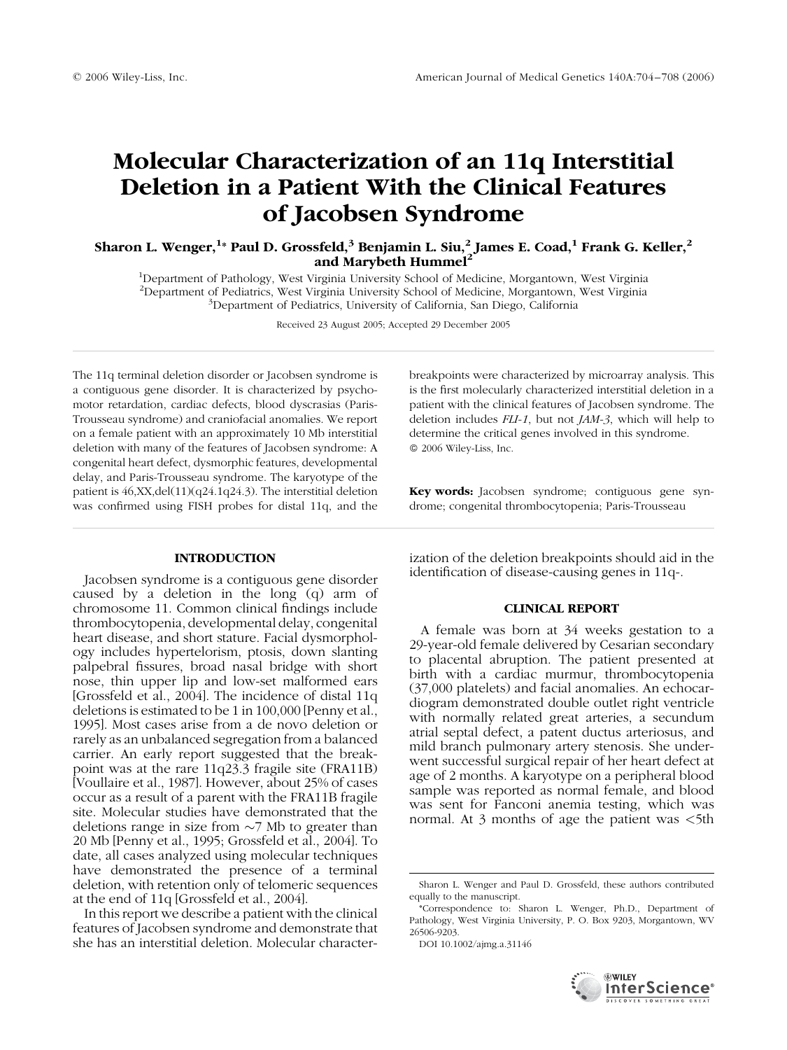# Molecular Characterization of an 11q Interstitial Deletion in a Patient With the Clinical Features of Jacobsen Syndrome

**Sharon L. Wenger,[1]* Paul D. Grossfeld,[3] Benjamin L. Siu,[2] James E. Coad,[1] Frank G. Keller,[2] and Marybeth Hummel[2]**

[1]Department of Pathology, West Virginia University School of Medicine, Morgantown, West Virginia
[2]Department of Pediatrics, West Virginia University School of Medicine, Morgantown, West Virginia
[3]Department of Pediatrics, University of California, San Diego, California

Received 23 August 2005; Accepted 29 December 2005

The 11q terminal deletion disorder or Jacobsen syndrome is a contiguous gene disorder. It is characterized by psychomotor retardation, cardiac defects, blood dyscrasias (Paris-Trousseau syndrome) and craniofacial anomalies. We report on a female patient with an approximately 10 Mb interstitial deletion with many of the features of Jacobsen syndrome: A congenital heart defect, dysmorphic features, developmental delay, and Paris-Trousseau syndrome. The karyotype of the patient is 46,XX,del(11)(q24.1q24.3). The interstitial deletion was confirmed using FISH probes for distal 11q, and the breakpoints were characterized by microarray analysis. This is the first molecularly characterized interstitial deletion in a patient with the clinical features of Jacobsen syndrome. The deletion includes *FLI-1*, but not *JAM-3*, which will help to determine the critical genes involved in this syndrome.
© 2006 Wiley-Liss, Inc.

**Key words:** Jacobsen syndrome; contiguous gene syndrome; congenital thrombocytopenia; Paris-Trousseau

## INTRODUCTION

Jacobsen syndrome is a contiguous gene disorder caused by a deletion in the long (q) arm of chromosome 11. Common clinical findings include thrombocytopenia, developmental delay, congenital heart disease, and short stature. Facial dysmorphology includes hypertelorism, ptosis, down slanting palpebral fissures, broad nasal bridge with short nose, thin upper lip and low-set malformed ears [Grossfeld et al., 2004]. The incidence of distal 11q deletions is estimated to be 1 in 100,000 [Penny et al., 1995]. Most cases arise from a de novo deletion or rarely as an unbalanced segregation from a balanced carrier. An early report suggested that the breakpoint was at the rare 11q23.3 fragile site (FRA11B) [Voullaire et al., 1987]. However, about 25% of cases occur as a result of a parent with the FRA11B fragile site. Molecular studies have demonstrated that the deletions range in size from ~7 Mb to greater than 20 Mb [Penny et al., 1995; Grossfeld et al., 2004]. To date, all cases analyzed using molecular techniques have demonstrated the presence of a terminal deletion, with retention only of telomeric sequences at the end of 11q [Grossfeld et al., 2004].

In this report we describe a patient with the clinical features of Jacobsen syndrome and demonstrate that she has an interstitial deletion. Molecular characterization of the deletion breakpoints should aid in the identification of disease-causing genes in 11q-.

## CLINICAL REPORT

A female was born at 34 weeks gestation to a 29-year-old female delivered by Cesarian secondary to placental abruption. The patient presented at birth with a cardiac murmur, thrombocytopenia (37,000 platelets) and facial anomalies. An echocardiogram demonstrated double outlet right ventricle with normally related great arteries, a secundum atrial septal defect, a patent ductus arteriosus, and mild branch pulmonary artery stenosis. She underwent successful surgical repair of her heart defect at age of 2 months. A karyotype on a peripheral blood sample was reported as normal female, and blood was sent for Fanconi anemia testing, which was normal. At 3 months of age the patient was <5th

Sharon L. Wenger and Paul D. Grossfeld, these authors contributed equally to the manuscript.

*Correspondence to: Sharon L. Wenger, Ph.D., Department of Pathology, West Virginia University, P. O. Box 9203, Morgantown, WV 26506-9203.

DOI 10.1002/ajmg.a.31146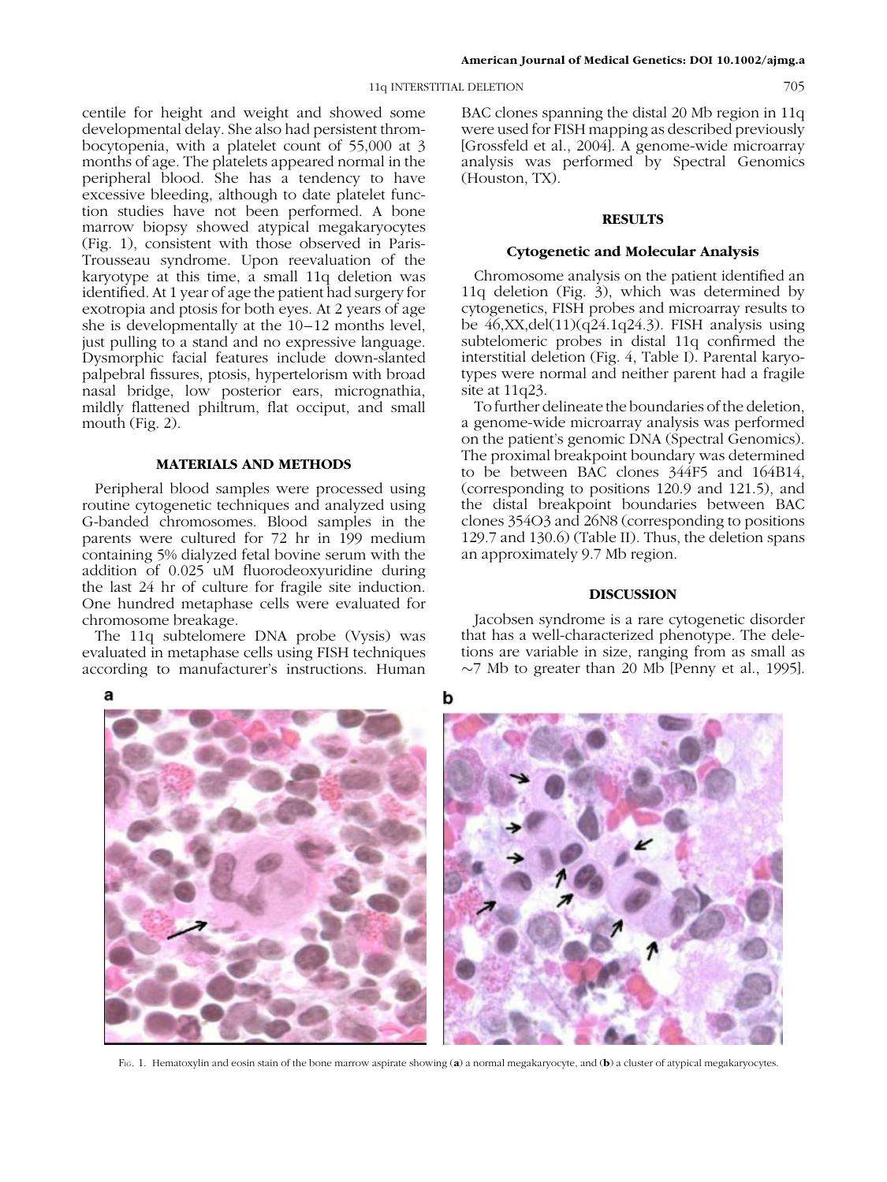centile for height and weight and showed some developmental delay. She also had persistent thrombocytopenia, with a platelet count of 55,000 at 3 months of age. The platelets appeared normal in the peripheral blood. She has a tendency to have excessive bleeding, although to date platelet function studies have not been performed. A bone marrow biopsy showed atypical megakaryocytes (Fig. 1), consistent with those observed in Paris-Trousseau syndrome. Upon reevaluation of the karyotype at this time, a small 11q deletion was identified. At 1 year of age the patient had surgery for exotropia and ptosis for both eyes. At 2 years of age she is developmentally at the 10–12 months level, just pulling to a stand and no expressive language. Dysmorphic facial features include down-slanted palpebral fissures, ptosis, hypertelorism with broad nasal bridge, low posterior ears, micrognathia, mildly flattened philtrum, flat occiput, and small mouth (Fig. 2).

## MATERIALS AND METHODS

Peripheral blood samples were processed using routine cytogenetic techniques and analyzed using G-banded chromosomes. Blood samples in the parents were cultured for 72 hr in 199 medium containing 5% dialyzed fetal bovine serum with the addition of 0.025 uM fluorodeoxyuridine during the last 24 hr of culture for fragile site induction. One hundred metaphase cells were evaluated for chromosome breakage.

The 11q subtelomere DNA probe (Vysis) was evaluated in metaphase cells using FISH techniques according to manufacturer's instructions. Human BAC clones spanning the distal 20 Mb region in 11q were used for FISH mapping as described previously [Grossfeld et al., 2004]. A genome-wide microarray analysis was performed by Spectral Genomics (Houston, TX).

## RESULTS

### Cytogenetic and Molecular Analysis

Chromosome analysis on the patient identified an 11q deletion (Fig. 3), which was determined by cytogenetics, FISH probes and microarray results to be 46,XX,del(11)(q24.1q24.3). FISH analysis using subtelomeric probes in distal 11q confirmed the interstitial deletion (Fig. 4, Table I). Parental karyotypes were normal and neither parent had a fragile site at 11q23.

To further delineate the boundaries of the deletion, a genome-wide microarray analysis was performed on the patient's genomic DNA (Spectral Genomics). The proximal breakpoint boundary was determined to be between BAC clones 344F5 and 164B14, (corresponding to positions 120.9 and 121.5), and the distal breakpoint boundaries between BAC clones 354O3 and 26N8 (corresponding to positions 129.7 and 130.6) (Table II). Thus, the deletion spans an approximately 9.7 Mb region.

## DISCUSSION

Jacobsen syndrome is a rare cytogenetic disorder that has a well-characterized phenotype. The deletions are variable in size, ranging from as small as ~7 Mb to greater than 20 Mb [Penny et al., 1995].

Fig. 1. Hematoxylin and eosin stain of the bone marrow aspirate showing (**a**) a normal megakaryocyte, and (**b**) a cluster of atypical megakaryocytes.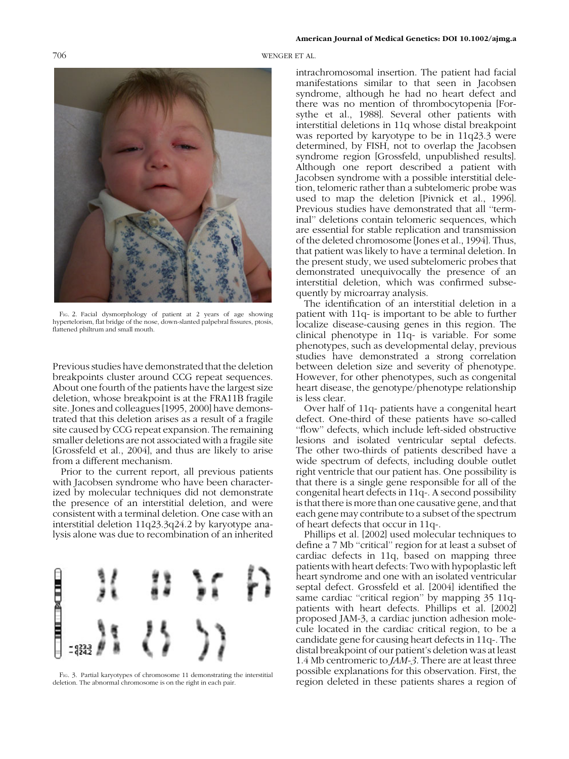Fig. 2. Facial dysmorphology of patient at 2 years of age showing hypertelorism, flat bridge of the nose, down-slanted palpebral fissures, ptosis, flattened philtrum and small mouth.

Previous studies have demonstrated that the deletion breakpoints cluster around CCG repeat sequences. About one fourth of the patients have the largest size deletion, whose breakpoint is at the FRA11B fragile site. Jones and colleagues [1995, 2000] have demonstrated that this deletion arises as a result of a fragile site caused by CCG repeat expansion. The remaining smaller deletions are not associated with a fragile site [Grossfeld et al., 2004], and thus are likely to arise from a different mechanism.

Prior to the current report, all previous patients with Jacobsen syndrome who have been characterized by molecular techniques did not demonstrate the presence of an interstitial deletion, and were consistent with a terminal deletion. One case with an interstitial deletion 11q23.3q24.2 by karyotype analysis alone was due to recombination of an inherited

Fig. 3. Partial karyotypes of chromosome 11 demonstrating the interstitial deletion. The abnormal chromosome is on the right in each pair.

intrachromosomal insertion. The patient had facial manifestations similar to that seen in Jacobsen syndrome, although he had no heart defect and there was no mention of thrombocytopenia [Forsythe et al., 1988]. Several other patients with interstitial deletions in 11q whose distal breakpoint was reported by karyotype to be in 11q23.3 were determined, by FISH, not to overlap the Jacobsen syndrome region [Grossfeld, unpublished results]. Although one report described a patient with Jacobsen syndrome with a possible interstitial deletion, telomeric rather than a subtelomeric probe was used to map the deletion [Pivnick et al., 1996]. Previous studies have demonstrated that all "terminal" deletions contain telomeric sequences, which are essential for stable replication and transmission of the deleted chromosome [Jones et al., 1994]. Thus, that patient was likely to have a terminal deletion. In the present study, we used subtelomeric probes that demonstrated unequivocally the presence of an interstitial deletion, which was confirmed subsequently by microarray analysis.

The identification of an interstitial deletion in a patient with 11q- is important to be able to further localize disease-causing genes in this region. The clinical phenotype in 11q- is variable. For some phenotypes, such as developmental delay, previous studies have demonstrated a strong correlation between deletion size and severity of phenotype. However, for other phenotypes, such as congenital heart disease, the genotype/phenotype relationship is less clear.

Over half of 11q- patients have a congenital heart defect. One-third of these patients have so-called "flow" defects, which include left-sided obstructive lesions and isolated ventricular septal defects. The other two-thirds of patients described have a wide spectrum of defects, including double outlet right ventricle that our patient has. One possibility is that there is a single gene responsible for all of the congenital heart defects in 11q-. A second possibility is that there is more than one causative gene, and that each gene may contribute to a subset of the spectrum of heart defects that occur in 11q-.

Phillips et al. [2002] used molecular techniques to define a 7 Mb "critical" region for at least a subset of cardiac defects in 11q, based on mapping three patients with heart defects: Two with hypoplastic left heart syndrome and one with an isolated ventricular septal defect. Grossfeld et al. [2004] identified the same cardiac "critical region" by mapping 35 11q- patients with heart defects. Phillips et al. [2002] proposed JAM-3, a cardiac junction adhesion molecule located in the cardiac critical region, to be a candidate gene for causing heart defects in 11q-. The distal breakpoint of our patient's deletion was at least 1.4 Mb centromeric to *JAM-3*. There are at least three possible explanations for this observation. First, the region deleted in these patients shares a region of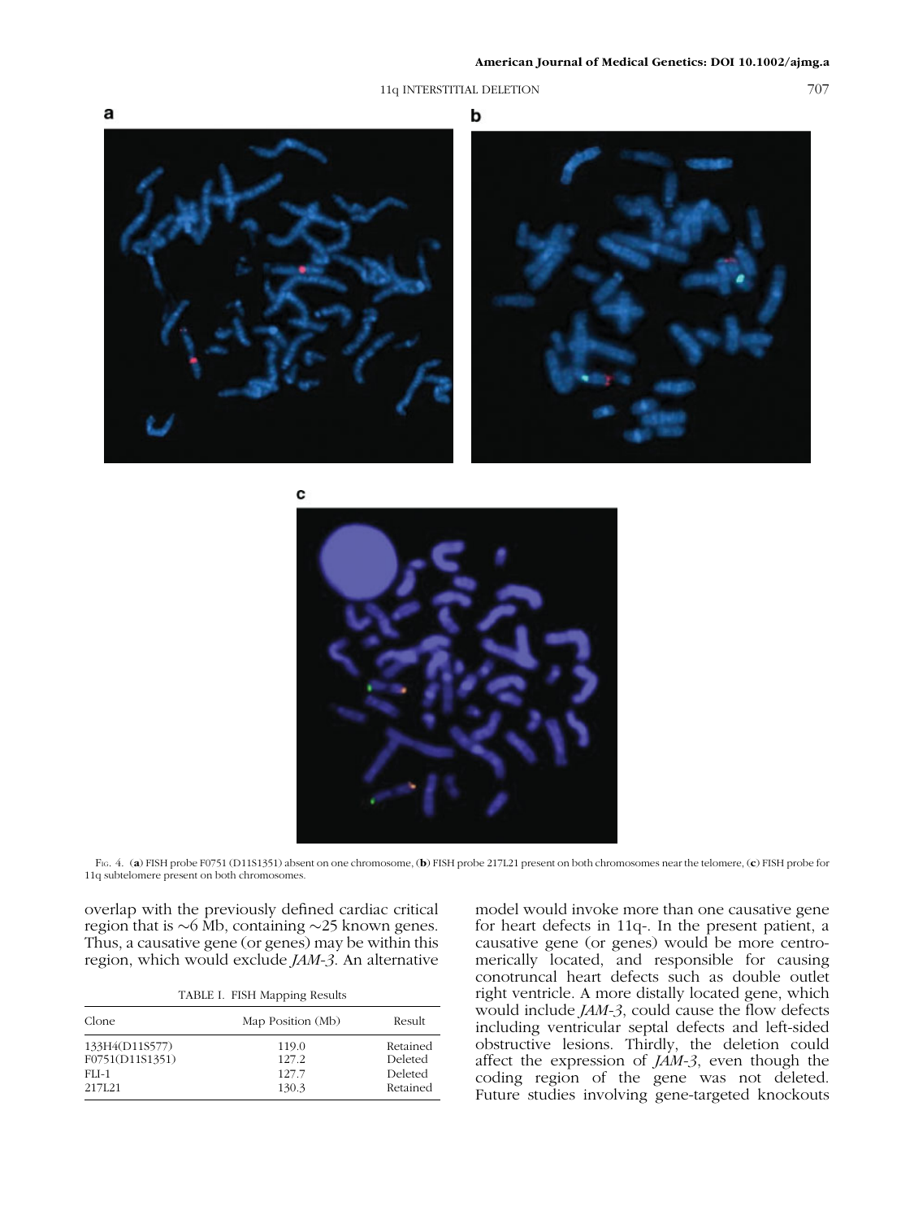Fig. 4. (**a**) FISH probe F0751 (D11S1351) absent on one chromosome, (**b**) FISH probe 217L21 present on both chromosomes near the telomere, (**c**) FISH probe for 11q subtelomere present on both chromosomes.

overlap with the previously defined cardiac critical region that is ~6 Mb, containing ~25 known genes. Thus, a causative gene (or genes) may be within this region, which would exclude *JAM-3*. An alternative model would invoke more than one causative gene for heart defects in 11q-. In the present patient, a causative gene (or genes) would be more centromerically located, and responsible for causing conotruncal heart defects such as double outlet right ventricle. A more distally located gene, which would include *JAM-3*, could cause the flow defects including ventricular septal defects and left-sided obstructive lesions. Thirdly, the deletion could affect the expression of *JAM-3*, even though the coding region of the gene was not deleted. Future studies involving gene-targeted knockouts

TABLE I. FISH Mapping Results

| Clone | Map Position (Mb) | Result |
|---|---|---|
| 133H4(D11S577) | 119.0 | Retained |
| F0751(D11S1351) | 127.2 | Deleted |
| FLI-1 | 127.7 | Deleted |
| 217L21 | 130.3 | Retained |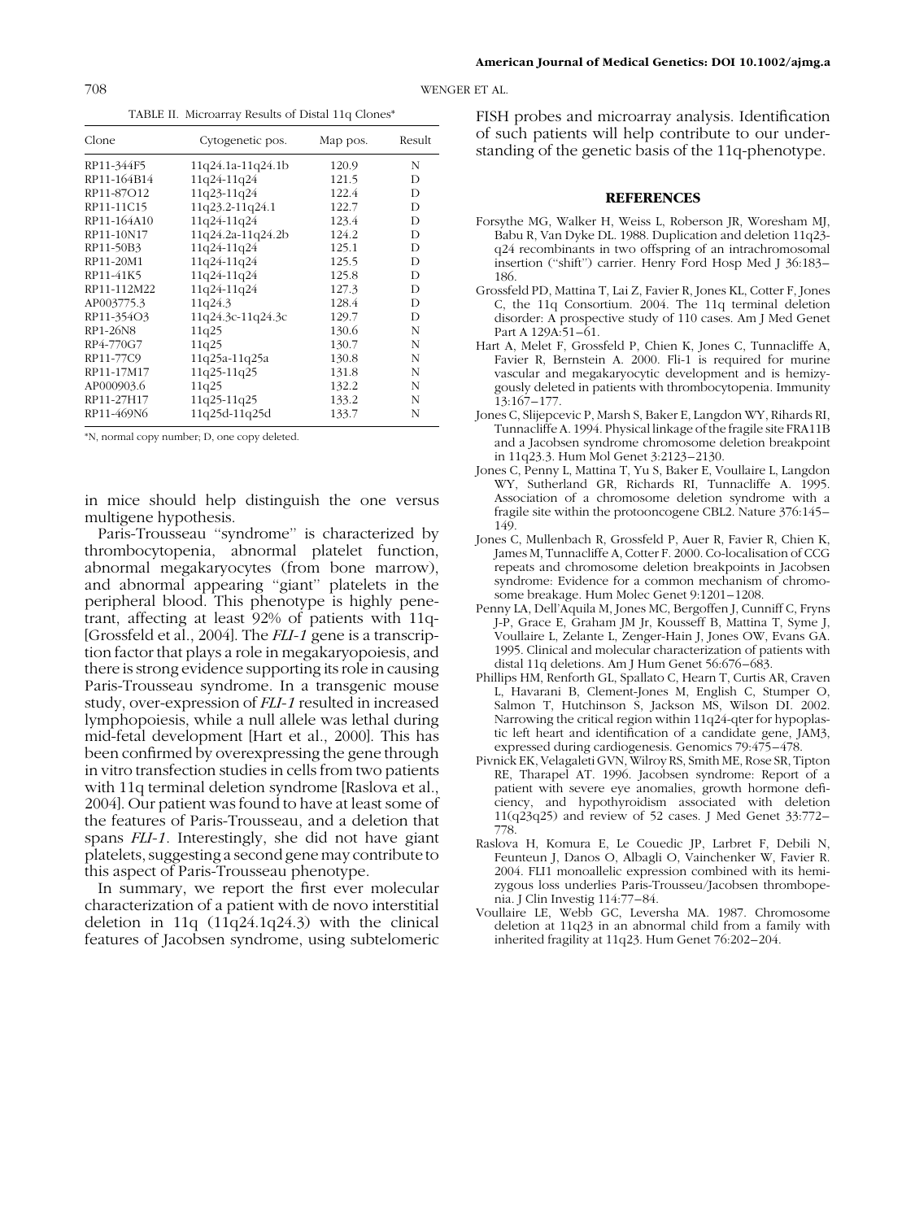TABLE II. Microarray Results of Distal 11q Clones*

| Clone | Cytogenetic pos. | Map pos. | Result |
|---|---|---|---|
| RP11-344F5 | 11q24.1a-11q24.1b | 120.9 | N |
| RP11-164B14 | 11q24-11q24 | 121.5 | D |
| RP11-87O12 | 11q23-11q24 | 122.4 | D |
| RP11-11C15 | 11q23.2-11q24.1 | 122.7 | D |
| RP11-164A10 | 11q24-11q24 | 123.4 | D |
| RP11-10N17 | 11q24.2a-11q24.2b | 124.2 | D |
| RP11-50B3 | 11q24-11q24 | 125.1 | D |
| RP11-20M1 | 11q24-11q24 | 125.5 | D |
| RP11-41K5 | 11q24-11q24 | 125.8 | D |
| RP11-112M22 | 11q24-11q24 | 127.3 | D |
| AP003775.3 | 11q24.3 | 128.4 | D |
| RP11-354O3 | 11q24.3c-11q24.3c | 129.7 | D |
| RP1-26N8 | 11q25 | 130.6 | N |
| RP4-770G7 | 11q25 | 130.7 | N |
| RP11-77C9 | 11q25a-11q25a | 130.8 | N |
| RP11-17M17 | 11q25-11q25 | 131.8 | N |
| AP000903.6 | 11q25 | 132.2 | N |
| RP11-27H17 | 11q25-11q25 | 133.2 | N |
| RP11-469N6 | 11q25d-11q25d | 133.7 | N |

*N, normal copy number; D, one copy deleted.

in mice should help distinguish the one versus multigene hypothesis.

Paris-Trousseau "syndrome" is characterized by thrombocytopenia, abnormal platelet function, abnormal megakaryocytes (from bone marrow), and abnormal appearing "giant" platelets in the peripheral blood. This phenotype is highly penetrant, affecting at least 92% of patients with 11q- [Grossfeld et al., 2004]. The *FLI-1* gene is a transcription factor that plays a role in megakaryopoiesis, and there is strong evidence supporting its role in causing Paris-Trousseau syndrome. In a transgenic mouse study, over-expression of *FLI-1* resulted in increased lymphopoiesis, while a null allele was lethal during mid-fetal development [Hart et al., 2000]. This has been confirmed by overexpressing the gene through in vitro transfection studies in cells from two patients with 11q terminal deletion syndrome [Raslova et al., 2004]. Our patient was found to have at least some of the features of Paris-Trousseau, and a deletion that spans *FLI-1*. Interestingly, she did not have giant platelets, suggesting a second gene may contribute to this aspect of Paris-Trousseau phenotype.

In summary, we report the first ever molecular characterization of a patient with de novo interstitial deletion in 11q (11q24.1q24.3) with the clinical features of Jacobsen syndrome, using subtelomeric FISH probes and microarray analysis. Identification of such patients will help contribute to our understanding of the genetic basis of the 11q-phenotype.

## REFERENCES

Forsythe MG, Walker H, Weiss L, Roberson JR, Woresham MJ, Babu R, Van Dyke DL. 1988. Duplication and deletion 11q23-q24 recombinants in two offspring of an intrachromosomal insertion ("shift") carrier. Henry Ford Hosp Med J 36:183–186.

Grossfeld PD, Mattina T, Lai Z, Favier R, Jones KL, Cotter F, Jones C, the 11q Consortium. 2004. The 11q terminal deletion disorder: A prospective study of 110 cases. Am J Med Genet Part A 129A:51–61.

Hart A, Melet F, Grossfeld P, Chien K, Jones C, Tunnacliffe A, Favier R, Bernstein A. 2000. Fli-1 is required for murine vascular and megakaryocytic development and is hemizygously deleted in patients with thrombocytopenia. Immunity 13:167–177.

Jones C, Slijepcevic P, Marsh S, Baker E, Langdon WY, Rihards RI, Tunnacliffe A. 1994. Physical linkage of the fragile site FRA11B and a Jacobsen syndrome chromosome deletion breakpoint in 11q23.3. Hum Mol Genet 3:2123–2130.

Jones C, Penny L, Mattina T, Yu S, Baker E, Voullaire L, Langdon WY, Sutherland GR, Richards RI, Tunnacliffe A. 1995. Association of a chromosome deletion syndrome with a fragile site within the protooncogene CBL2. Nature 376:145–149.

Jones C, Mullenbach R, Grossfeld P, Auer R, Favier R, Chien K, James M, Tunnacliffe A, Cotter F. 2000. Co-localisation of CCG repeats and chromosome deletion breakpoints in Jacobsen syndrome: Evidence for a common mechanism of chromosome breakage. Hum Molec Genet 9:1201–1208.

Penny LA, Dell'Aquila M, Jones MC, Bergoffen J, Cunniff C, Fryns J-P, Grace E, Graham JM Jr, Kousseff B, Mattina T, Syme J, Voullaire L, Zelante L, Zenger-Hain J, Jones OW, Evans GA. 1995. Clinical and molecular characterization of patients with distal 11q deletions. Am J Hum Genet 56:676–683.

Phillips HM, Renforth GL, Spallato C, Hearn T, Curtis AR, Craven L, Havarani B, Clement-Jones M, English C, Stumper O, Salmon T, Hutchinson S, Jackson MS, Wilson DI. 2002. Narrowing the critical region within 11q24-qter for hypoplastic left heart and identification of a candidate gene, JAM3, expressed during cardiogenesis. Genomics 79:475–478.

Pivnick EK, Velagaleti GVN, Wilroy RS, Smith ME, Rose SR, Tipton RE, Tharapel AT. 1996. Jacobsen syndrome: Report of a patient with severe eye anomalies, growth hormone deficiency, and hypothyroidism associated with deletion 11(q23q25) and review of 52 cases. J Med Genet 33:772–778.

Raslova H, Komura E, Le Couedic JP, Larbret F, Debili N, Feunteun J, Danos O, Albagli O, Vainchenker W, Favier R. 2004. FLI1 monoallelic expression combined with its hemizygous loss underlies Paris-Trousseu/Jacobsen thrombopenia. J Clin Investig 114:77–84.

Voullaire LE, Webb GC, Leversha MA. 1987. Chromosome deletion at 11q23 in an abnormal child from a family with inherited fragility at 11q23. Hum Genet 76:202–204.